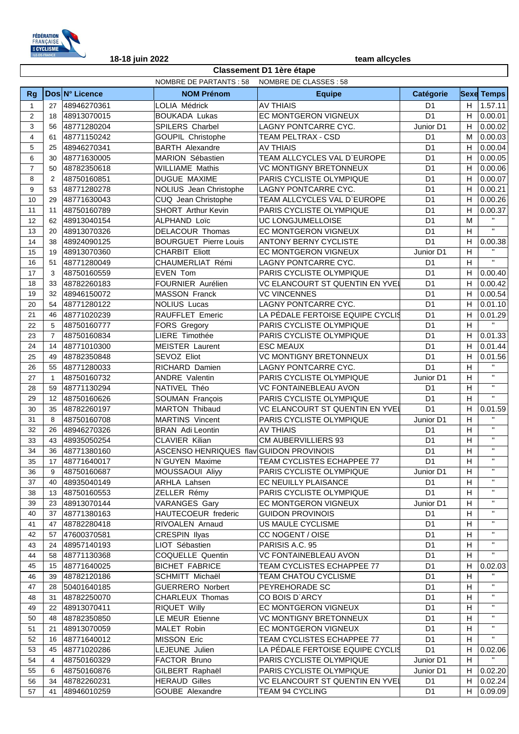18-18 juin 2022 | team allcycles

## Classement D1 1ère étape

NOMBRE DE PARTANTS : 58 NOMBRE DE CLASSES : 58

| Rg | Dos | N° Licence | NOM Prénom | Equipe | Catégorie | Sexe | Temps |
|---|---|---|---|---|---|---|---|
| 1 | 27 | 48946270361 | LOLIA Médrick | AV THIAIS | D1 | H | 1.57.11 |
| 2 | 18 | 48913070015 | BOUKADA Lukas | EC MONTGERON VIGNEUX | D1 | H | 0.00.01 |
| 3 | 56 | 48771280204 | SPILERS Charbel | LAGNY PONTCARRE CYC. | Junior D1 | H | 0.00.02 |
| 4 | 61 | 48771150242 | GOUPIL Christophe | TEAM PELTRAX - CSD | D1 | M | 0.00.03 |
| 5 | 25 | 48946270341 | BARTH Alexandre | AV THIAIS | D1 | H | 0.00.04 |
| 6 | 30 | 48771630005 | MARION Sébastien | TEAM ALLCYCLES VAL D`EUROPE | D1 | H | 0.00.05 |
| 7 | 50 | 48782350618 | WILLIAME Mathis | VC MONTIGNY BRETONNEUX | D1 | H | 0.00.06 |
| 8 | 2 | 48750160851 | DUGUE MAXIME | PARIS CYCLISTE OLYMPIQUE | D1 | H | 0.00.07 |
| 9 | 53 | 48771280278 | NOLIUS Jean Christophe | LAGNY PONTCARRE CYC. | D1 | H | 0.00.21 |
| 10 | 29 | 48771630043 | CUQ Jean Christophe | TEAM ALLCYCLES VAL D`EUROPE | D1 | H | 0.00.26 |
| 11 | 11 | 48750160789 | SHORT Arthur Kevin | PARIS CYCLISTE OLYMPIQUE | D1 | H | 0.00.37 |
| 12 | 62 | 48913040154 | ALPHAND Loïc | UC LONGJUMELLOISE | D1 | M | " |
| 13 | 20 | 48913070326 | DELACOUR Thomas | EC MONTGERON VIGNEUX | D1 | H | " |
| 14 | 38 | 48924090125 | BOURGUET Pierre Louis | ANTONY BERNY CYCLISTE | D1 | H | 0.00.38 |
| 15 | 19 | 48913070360 | CHARBIT Eliott | EC MONTGERON VIGNEUX | Junior D1 | H | " |
| 16 | 51 | 48771280049 | CHAUMERLIAT Rémi | LAGNY PONTCARRE CYC. | D1 | H | " |
| 17 | 3 | 48750160559 | EVEN Tom | PARIS CYCLISTE OLYMPIQUE | D1 | H | 0.00.40 |
| 18 | 33 | 48782260183 | FOURNIER Aurélien | VC ELANCOURT ST QUENTIN EN YVEL | D1 | H | 0.00.42 |
| 19 | 32 | 48946150072 | MASSON Franck | VC VINCENNES | D1 | H | 0.00.54 |
| 20 | 54 | 48771280122 | NOLIUS Lucas | LAGNY PONTCARRE CYC. | D1 | H | 0.01.10 |
| 21 | 46 | 48771020239 | RAUFFLET Emeric | LA PÉDALE FERTOISE EQUIPE CYCLIS | D1 | H | 0.01.29 |
| 22 | 5 | 48750160777 | FORS Gregory | PARIS CYCLISTE OLYMPIQUE | D1 | H | " |
| 23 | 7 | 48750160834 | LIERE Timothée | PARIS CYCLISTE OLYMPIQUE | D1 | H | 0.01.33 |
| 24 | 14 | 48771010300 | MEISTER Laurent | ESC MEAUX | D1 | H | 0.01.44 |
| 25 | 49 | 48782350848 | SEVOZ Eliot | VC MONTIGNY BRETONNEUX | D1 | H | 0.01.56 |
| 26 | 55 | 48771280033 | RICHARD Damien | LAGNY PONTCARRE CYC. | D1 | H | " |
| 27 | 1 | 48750160732 | ANDRE Valentin | PARIS CYCLISTE OLYMPIQUE | Junior D1 | H | " |
| 28 | 59 | 48771130294 | NATIVEL Théo | VC FONTAINEBLEAU AVON | D1 | H | " |
| 29 | 12 | 48750160626 | SOUMAN François | PARIS CYCLISTE OLYMPIQUE | D1 | H | " |
| 30 | 35 | 48782260197 | MARTON Thibaud | VC ELANCOURT ST QUENTIN EN YVEL | D1 | H | 0.01.59 |
| 31 | 8 | 48750160708 | MARTINS Vincent | PARIS CYCLISTE OLYMPIQUE | Junior D1 | H | " |
| 32 | 26 | 48946270326 | BRAN Adi Leontin | AV THIAIS | D1 | H | " |
| 33 | 43 | 48935050254 | CLAVIER Kilian | CM AUBERVILLIERS 93 | D1 | H | " |
| 34 | 36 | 48771380160 | ASCENSO HENRIQUES flav | GUIDON PROVINOIS | D1 | H | " |
| 35 | 17 | 48771640017 | N`GUYEN Maxime | TEAM CYCLISTES ECHAPPEE 77 | D1 | H | " |
| 36 | 9 | 48750160687 | MOUSSAOUI Aliyy | PARIS CYCLISTE OLYMPIQUE | Junior D1 | H | " |
| 37 | 40 | 48935040149 | ARHLA Lahsen | EC NEUILLY PLAISANCE | D1 | H | " |
| 38 | 13 | 48750160553 | ZELLER Rémy | PARIS CYCLISTE OLYMPIQUE | D1 | H | " |
| 39 | 23 | 48913070144 | VARANGES Gary | EC MONTGERON VIGNEUX | Junior D1 | H | " |
| 40 | 37 | 48771380163 | HAUTECOEUR frederic | GUIDON PROVINOIS | D1 | H | " |
| 41 | 47 | 48782280418 | RIVOALEN Arnaud | US MAULE CYCLISME | D1 | H | " |
| 42 | 57 | 47600370581 | CRESPIN Ilyas | CC NOGENT / OISE | D1 | H | " |
| 43 | 24 | 48957140193 | LIOT Sébastien | PARISIS A.C. 95 | D1 | H | " |
| 44 | 58 | 48771130368 | COQUELLE Quentin | VC FONTAINEBLEAU AVON | D1 | H | " |
| 45 | 15 | 48771640025 | BICHET FABRICE | TEAM CYCLISTES ECHAPPEE 77 | D1 | H | 0.02.03 |
| 46 | 39 | 48782120186 | SCHMITT Michaël | TEAM CHATOU CYCLISME | D1 | H | " |
| 47 | 28 | 50401640185 | GUERRERO Norbert | PEYREHORADE SC | D1 | H | " |
| 48 | 31 | 48782250070 | CHARLEUX Thomas | CO BOIS D`ARCY | D1 | H | " |
| 49 | 22 | 48913070411 | RIQUET Willy | EC MONTGERON VIGNEUX | D1 | H | " |
| 50 | 48 | 48782350850 | LE MEUR Etienne | VC MONTIGNY BRETONNEUX | D1 | H | " |
| 51 | 21 | 48913070059 | MALET Robin | EC MONTGERON VIGNEUX | D1 | H | " |
| 52 | 16 | 48771640012 | MISSON Eric | TEAM CYCLISTES ECHAPPEE 77 | D1 | H | " |
| 53 | 45 | 48771020286 | LEJEUNE Julien | LA PÉDALE FERTOISE EQUIPE CYCLIS | D1 | H | 0.02.06 |
| 54 | 4 | 48750160329 | FACTOR Bruno | PARIS CYCLISTE OLYMPIQUE | Junior D1 | H | " |
| 55 | 6 | 48750160876 | GILBERT Raphaël | PARIS CYCLISTE OLYMPIQUE | Junior D1 | H | 0.02.20 |
| 56 | 34 | 48782260231 | HERAUD Gilles | VC ELANCOURT ST QUENTIN EN YVEL | D1 | H | 0.02.24 |
| 57 | 41 | 48946010259 | GOUBE Alexandre | TEAM 94 CYCLING | D1 | H | 0.09.09 |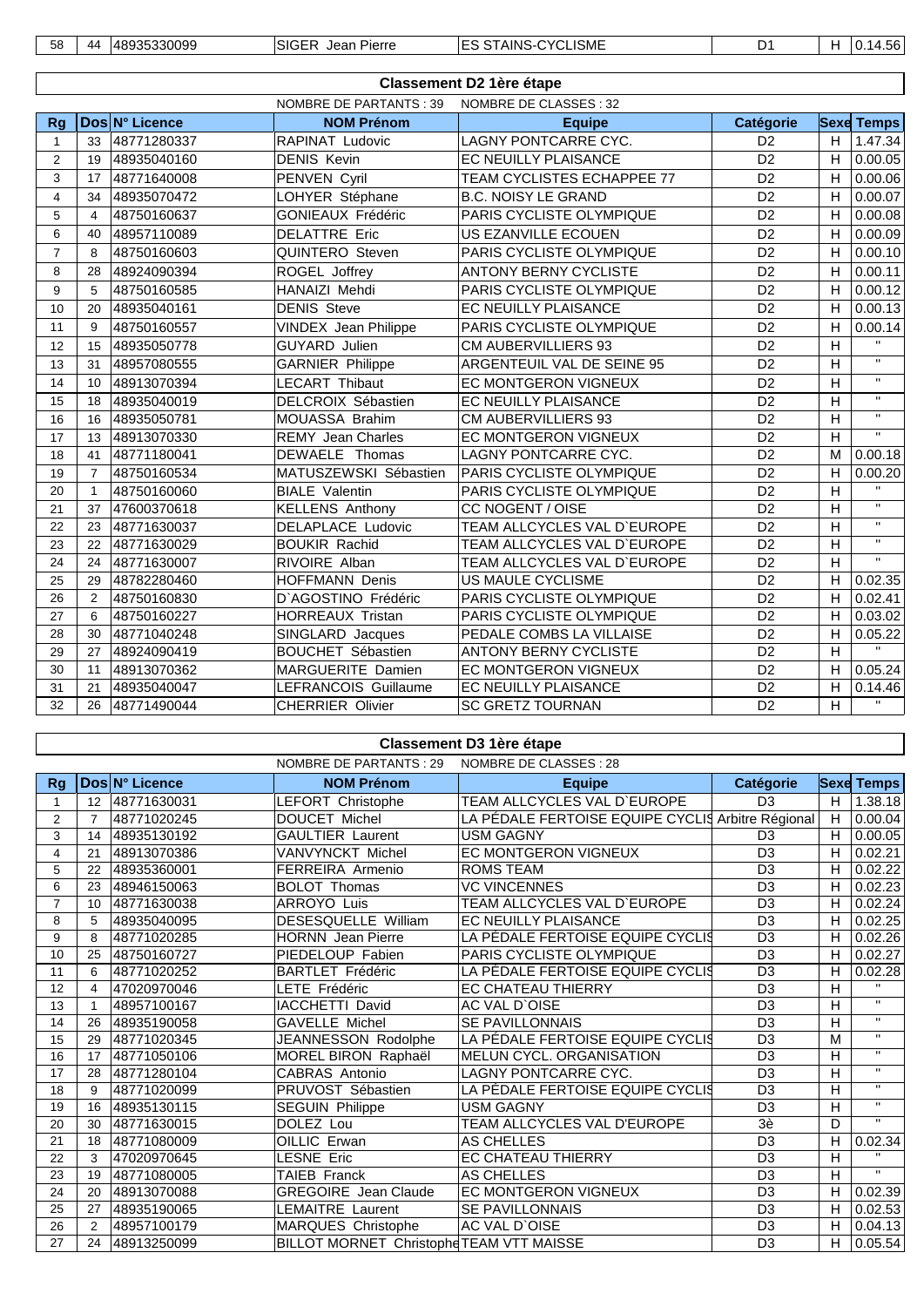| 58 | 44 | 48935330099 | SIGER Jean Pierre | ES STAINS-CYCLISME | D1 | H | 0.14.56 |
|---|---|---|---|---|---|---|---|

## Classement D2 1ère étape

NOMBRE DE PARTANTS : 39 NOMBRE DE CLASSES : 32

| Rg | Dos | N° Licence | NOM Prénom | Equipe | Catégorie | Sexe | Temps |
|---|---|---|---|---|---|---|---|
| 1 | 33 | 48771280337 | RAPINAT Ludovic | LAGNY PONTCARRE CYC. | D2 | H | 1.47.34 |
| 2 | 19 | 48935040160 | DENIS Kevin | EC NEUILLY PLAISANCE | D2 | H | 0.00.05 |
| 3 | 17 | 48771640008 | PENVEN Cyril | TEAM CYCLISTES ECHAPPEE 77 | D2 | H | 0.00.06 |
| 4 | 34 | 48935070472 | LOHYER Stéphane | B.C. NOISY LE GRAND | D2 | H | 0.00.07 |
| 5 | 4 | 48750160637 | GONIEAUX Frédéric | PARIS CYCLISTE OLYMPIQUE | D2 | H | 0.00.08 |
| 6 | 40 | 48957110089 | DELATTRE Eric | US EZANVILLE ECOUEN | D2 | H | 0.00.09 |
| 7 | 8 | 48750160603 | QUINTERO Steven | PARIS CYCLISTE OLYMPIQUE | D2 | H | 0.00.10 |
| 8 | 28 | 48924090394 | ROGEL Joffrey | ANTONY BERNY CYCLISTE | D2 | H | 0.00.11 |
| 9 | 5 | 48750160585 | HANAIZI Mehdi | PARIS CYCLISTE OLYMPIQUE | D2 | H | 0.00.12 |
| 10 | 20 | 48935040161 | DENIS Steve | EC NEUILLY PLAISANCE | D2 | H | 0.00.13 |
| 11 | 9 | 48750160557 | VINDEX Jean Philippe | PARIS CYCLISTE OLYMPIQUE | D2 | H | 0.00.14 |
| 12 | 15 | 48935050778 | GUYARD Julien | CM AUBERVILLIERS 93 | D2 | H | " |
| 13 | 31 | 48957080555 | GARNIER Philippe | ARGENTEUIL VAL DE SEINE 95 | D2 | H | " |
| 14 | 10 | 48913070394 | LECART Thibaut | EC MONTGERON VIGNEUX | D2 | H | " |
| 15 | 18 | 48935040019 | DELCROIX Sébastien | EC NEUILLY PLAISANCE | D2 | H | " |
| 16 | 16 | 48935050781 | MOUASSA Brahim | CM AUBERVILLIERS 93 | D2 | H | " |
| 17 | 13 | 48913070330 | REMY Jean Charles | EC MONTGERON VIGNEUX | D2 | H | " |
| 18 | 41 | 48771180041 | DEWAELE Thomas | LAGNY PONTCARRE CYC. | D2 | M | 0.00.18 |
| 19 | 7 | 48750160534 | MATUSZEWSKI Sébastien | PARIS CYCLISTE OLYMPIQUE | D2 | H | 0.00.20 |
| 20 | 1 | 48750160060 | BIALE Valentin | PARIS CYCLISTE OLYMPIQUE | D2 | H | " |
| 21 | 37 | 47600370618 | KELLENS Anthony | CC NOGENT / OISE | D2 | H | " |
| 22 | 23 | 48771630037 | DELAPLACE Ludovic | TEAM ALLCYCLES VAL D`EUROPE | D2 | H | " |
| 23 | 22 | 48771630029 | BOUKIR Rachid | TEAM ALLCYCLES VAL D`EUROPE | D2 | H | " |
| 24 | 24 | 48771630007 | RIVOIRE Alban | TEAM ALLCYCLES VAL D`EUROPE | D2 | H | " |
| 25 | 29 | 48782280460 | HOFFMANN Denis | US MAULE CYCLISME | D2 | H | 0.02.35 |
| 26 | 2 | 48750160830 | D`AGOSTINO Frédéric | PARIS CYCLISTE OLYMPIQUE | D2 | H | 0.02.41 |
| 27 | 6 | 48750160227 | HORREAUX Tristan | PARIS CYCLISTE OLYMPIQUE | D2 | H | 0.03.02 |
| 28 | 30 | 48771040248 | SINGLARD Jacques | PEDALE COMBS LA VILLAISE | D2 | H | 0.05.22 |
| 29 | 27 | 48924090419 | BOUCHET Sébastien | ANTONY BERNY CYCLISTE | D2 | H | " |
| 30 | 11 | 48913070362 | MARGUERITE Damien | EC MONTGERON VIGNEUX | D2 | H | 0.05.24 |
| 31 | 21 | 48935040047 | LEFRANCOIS Guillaume | EC NEUILLY PLAISANCE | D2 | H | 0.14.46 |
| 32 | 26 | 48771490044 | CHERRIER Olivier | SC GRETZ TOURNAN | D2 | H | " |

## Classement D3 1ère étape

NOMBRE DE PARTANTS : 29 NOMBRE DE CLASSES : 28

| Rg | Dos | N° Licence | NOM Prénom | Equipe | Catégorie | Sexe | Temps |
|---|---|---|---|---|---|---|---|
| 1 | 12 | 48771630031 | LEFORT Christophe | TEAM ALLCYCLES VAL D`EUROPE | D3 | H | 1.38.18 |
| 2 | 7 | 48771020245 | DOUCET Michel | LA PÉDALE FERTOISE EQUIPE CYCLIS | Arbitre Régional | H | 0.00.04 |
| 3 | 14 | 48935130192 | GAULTIER Laurent | USM GAGNY | D3 | H | 0.00.05 |
| 4 | 21 | 48913070386 | VANVYNCKT Michel | EC MONTGERON VIGNEUX | D3 | H | 0.02.21 |
| 5 | 22 | 48935360001 | FERREIRA Armenio | ROMS TEAM | D3 | H | 0.02.22 |
| 6 | 23 | 48946150063 | BOLOT Thomas | VC VINCENNES | D3 | H | 0.02.23 |
| 7 | 10 | 48771630038 | ARROYO Luis | TEAM ALLCYCLES VAL D`EUROPE | D3 | H | 0.02.24 |
| 8 | 5 | 48935040095 | DESESQUELLE William | EC NEUILLY PLAISANCE | D3 | H | 0.02.25 |
| 9 | 8 | 48771020285 | HORNN Jean Pierre | LA PÉDALE FERTOISE EQUIPE CYCLIS | D3 | H | 0.02.26 |
| 10 | 25 | 48750160727 | PIEDELOUP Fabien | PARIS CYCLISTE OLYMPIQUE | D3 | H | 0.02.27 |
| 11 | 6 | 48771020252 | BARTLET Frédéric | LA PÉDALE FERTOISE EQUIPE CYCLIS | D3 | H | 0.02.28 |
| 12 | 4 | 47020970046 | LETE Frédéric | EC CHATEAU THIERRY | D3 | H | " |
| 13 | 1 | 48957100167 | IACCHETTI David | AC VAL D`OISE | D3 | H | " |
| 14 | 26 | 48935190058 | GAVELLE Michel | SE PAVILLONNAIS | D3 | H | " |
| 15 | 29 | 48771020345 | JEANNESSON Rodolphe | LA PÉDALE FERTOISE EQUIPE CYCLIS | D3 | M | " |
| 16 | 17 | 48771050106 | MOREL BIRON Raphaël | MELUN CYCL. ORGANISATION | D3 | H | " |
| 17 | 28 | 48771280104 | CABRAS Antonio | LAGNY PONTCARRE CYC. | D3 | H | " |
| 18 | 9 | 48771020099 | PRUVOST Sébastien | LA PÉDALE FERTOISE EQUIPE CYCLIS | D3 | H | " |
| 19 | 16 | 48935130115 | SEGUIN Philippe | USM GAGNY | D3 | H | " |
| 20 | 30 | 48771630015 | DOLEZ Lou | TEAM ALLCYCLES VAL D'EUROPE | 3è | D | " |
| 21 | 18 | 48771080009 | OILLIC Erwan | AS CHELLES | D3 | H | 0.02.34 |
| 22 | 3 | 47020970645 | LESNE Eric | EC CHATEAU THIERRY | D3 | H | " |
| 23 | 19 | 48771080005 | TAIEB Franck | AS CHELLES | D3 | H | " |
| 24 | 20 | 48913070088 | GREGOIRE Jean Claude | EC MONTGERON VIGNEUX | D3 | H | 0.02.39 |
| 25 | 27 | 48935190065 | LEMAITRE Laurent | SE PAVILLONNAIS | D3 | H | 0.02.53 |
| 26 | 2 | 48957100179 | MARQUES Christophe | AC VAL D`OISE | D3 | H | 0.04.13 |
| 27 | 24 | 48913250099 | BILLOT MORNET Christophe | TEAM VTT MAISSE | D3 | H | 0.05.54 |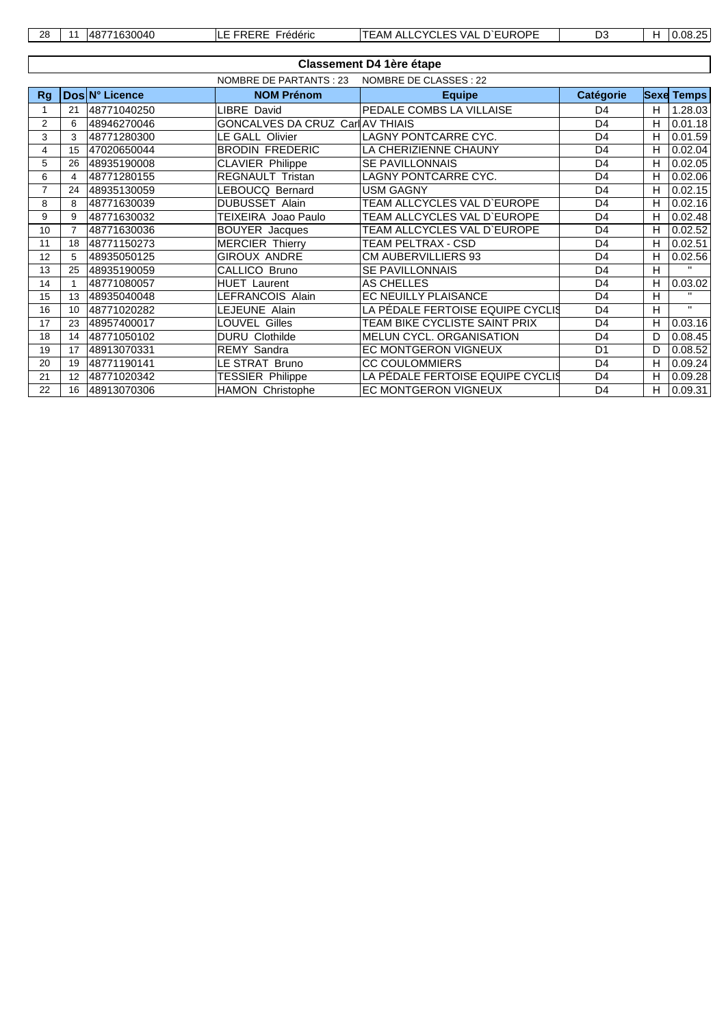| 28 | 11 | 48771630040 | LE FRERE  Frédéric | TEAM ALLCYCLES VAL D`EUROPE | D3 | H | 0.08.25 |
|---|---|---|---|---|---|---|---|

## Classement D4 1ère étape

NOMBRE DE PARTANTS : 23    NOMBRE DE CLASSES : 22

| Rg | Dos | N° Licence | NOM Prénom | Equipe | Catégorie | Sexe | Temps |
|---|---|---|---|---|---|---|---|
| 1 | 21 | 48771040250 | LIBRE  David | PEDALE COMBS LA VILLAISE | D4 | H | 1.28.03 |
| 2 | 6 | 48946270046 | GONCALVES DA CRUZ  Carl | AV THIAIS | D4 | H | 0.01.18 |
| 3 | 3 | 48771280300 | LE GALL  Olivier | LAGNY PONTCARRE CYC. | D4 | H | 0.01.59 |
| 4 | 15 | 47020650044 | BRODIN  FREDERIC | LA CHERIZIENNE CHAUNY | D4 | H | 0.02.04 |
| 5 | 26 | 48935190008 | CLAVIER  Philippe | SE PAVILLONNAIS | D4 | H | 0.02.05 |
| 6 | 4 | 48771280155 | REGNAULT  Tristan | LAGNY PONTCARRE CYC. | D4 | H | 0.02.06 |
| 7 | 24 | 48935130059 | LEBOUCQ  Bernard | USM GAGNY | D4 | H | 0.02.15 |
| 8 | 8 | 48771630039 | DUBUSSET  Alain | TEAM ALLCYCLES VAL D`EUROPE | D4 | H | 0.02.16 |
| 9 | 9 | 48771630032 | TEIXEIRA  Joao Paulo | TEAM ALLCYCLES VAL D`EUROPE | D4 | H | 0.02.48 |
| 10 | 7 | 48771630036 | BOUYER  Jacques | TEAM ALLCYCLES VAL D`EUROPE | D4 | H | 0.02.52 |
| 11 | 18 | 48771150273 | MERCIER  Thierry | TEAM PELTRAX - CSD | D4 | H | 0.02.51 |
| 12 | 5 | 48935050125 | GIROUX  ANDRE | CM AUBERVILLIERS 93 | D4 | H | 0.02.56 |
| 13 | 25 | 48935190059 | CALLICO  Bruno | SE PAVILLONNAIS | D4 | H | " |
| 14 | 1 | 48771080057 | HUET  Laurent | AS CHELLES | D4 | H | 0.03.02 |
| 15 | 13 | 48935040048 | LEFRANCOIS  Alain | EC NEUILLY PLAISANCE | D4 | H | " |
| 16 | 10 | 48771020282 | LEJEUNE  Alain | LA PÉDALE FERTOISE EQUIPE CYCLIS | D4 | H | " |
| 17 | 23 | 48957400017 | LOUVEL  Gilles | TEAM BIKE CYCLISTE SAINT PRIX | D4 | H | 0.03.16 |
| 18 | 14 | 48771050102 | DURU  Clothilde | MELUN CYCL. ORGANISATION | D4 | D | 0.08.45 |
| 19 | 17 | 48913070331 | REMY  Sandra | EC MONTGERON VIGNEUX | D1 | D | 0.08.52 |
| 20 | 19 | 48771190141 | LE STRAT  Bruno | CC COULOMMIERS | D4 | H | 0.09.24 |
| 21 | 12 | 48771020342 | TESSIER  Philippe | LA PÉDALE FERTOISE EQUIPE CYCLIS | D4 | H | 0.09.28 |
| 22 | 16 | 48913070306 | HAMON  Christophe | EC MONTGERON VIGNEUX | D4 | H | 0.09.31 |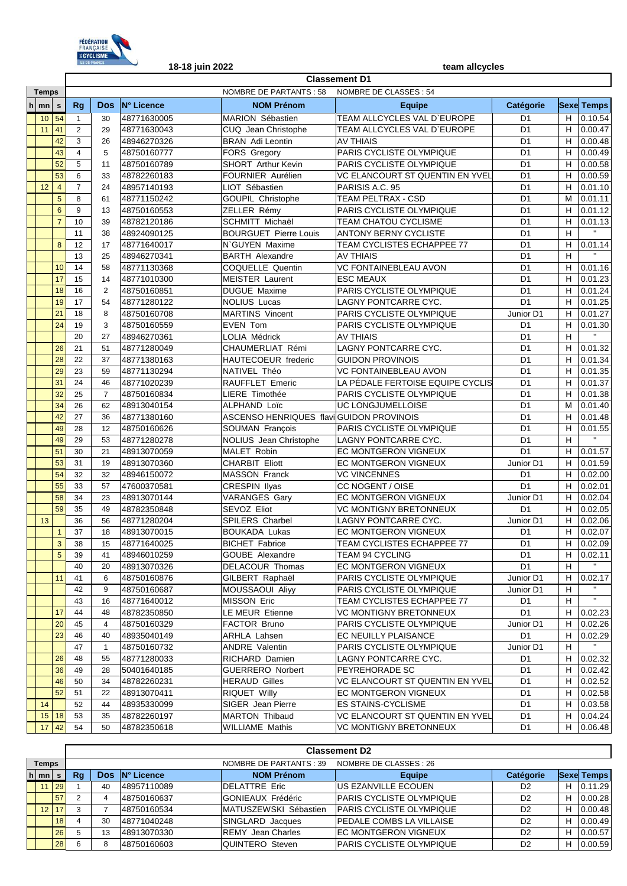18-18 juin 2022 team allcycles

## Classement D1

NOMBRE DE PARTANTS : 58 NOMBRE DE CLASSES : 54

| h | mn | s | Rg | Dos | N° Licence | NOM Prénom | Equipe | Catégorie | Sexe | Temps |
|---|---|---|---|---|---|---|---|---|---|---|
| | 10 | 54 | 1 | 30 | 48771630005 | MARION Sébastien | TEAM ALLCYCLES VAL D`EUROPE | D1 | H | 0.10.54 |
| | 11 | 41 | 2 | 29 | 48771630043 | CUQ Jean Christophe | TEAM ALLCYCLES VAL D`EUROPE | D1 | H | 0.00.47 |
| | | 42 | 3 | 26 | 48946270326 | BRAN Adi Leontin | AV THIAIS | D1 | H | 0.00.48 |
| | | 43 | 4 | 5 | 48750160777 | FORS Gregory | PARIS CYCLISTE OLYMPIQUE | D1 | H | 0.00.49 |
| | | 52 | 5 | 11 | 48750160789 | SHORT Arthur Kevin | PARIS CYCLISTE OLYMPIQUE | D1 | H | 0.00.58 |
| | | 53 | 6 | 33 | 48782260183 | FOURNIER Aurélien | VC ELANCOURT ST QUENTIN EN YVEL | D1 | H | 0.00.59 |
| | 12 | 4 | 7 | 24 | 48957140193 | LIOT Sébastien | PARISIS A.C. 95 | D1 | H | 0.01.10 |
| | | 5 | 8 | 61 | 48771150242 | GOUPIL Christophe | TEAM PELTRAX - CSD | D1 | M | 0.01.11 |
| | | 6 | 9 | 13 | 48750160553 | ZELLER Rémy | PARIS CYCLISTE OLYMPIQUE | D1 | H | 0.01.12 |
| | | 7 | 10 | 39 | 48782120186 | SCHMITT Michaël | TEAM CHATOU CYCLISME | D1 | H | 0.01.13 |
| | | | 11 | 38 | 48924090125 | BOURGUET Pierre Louis | ANTONY BERNY CYCLISTE | D1 | H | " |
| | | 8 | 12 | 17 | 48771640017 | N`GUYEN Maxime | TEAM CYCLISTES ECHAPPEE 77 | D1 | H | 0.01.14 |
| | | | 13 | 25 | 48946270341 | BARTH Alexandre | AV THIAIS | D1 | H | " |
| | | 10 | 14 | 58 | 48771130368 | COQUELLE Quentin | VC FONTAINEBLEAU AVON | D1 | H | 0.01.16 |
| | | 17 | 15 | 14 | 48771010300 | MEISTER Laurent | ESC MEAUX | D1 | H | 0.01.23 |
| | | 18 | 16 | 2 | 48750160851 | DUGUE Maxime | PARIS CYCLISTE OLYMPIQUE | D1 | H | 0.01.24 |
| | | 19 | 17 | 54 | 48771280122 | NOLIUS Lucas | LAGNY PONTCARRE CYC. | D1 | H | 0.01.25 |
| | | 21 | 18 | 8 | 48750160708 | MARTINS Vincent | PARIS CYCLISTE OLYMPIQUE | Junior D1 | H | 0.01.27 |
| | | 24 | 19 | 3 | 48750160559 | EVEN Tom | PARIS CYCLISTE OLYMPIQUE | D1 | H | 0.01.30 |
| | | | 20 | 27 | 48946270361 | LOLIA Médrick | AV THIAIS | D1 | H | " |
| | | 26 | 21 | 51 | 48771280049 | CHAUMERLIAT Rémi | LAGNY PONTCARRE CYC. | D1 | H | 0.01.32 |
| | | 28 | 22 | 37 | 48771380163 | HAUTECOEUR frederic | GUIDON PROVINOIS | D1 | H | 0.01.34 |
| | | 29 | 23 | 59 | 48771130294 | NATIVEL Théo | VC FONTAINEBLEAU AVON | D1 | H | 0.01.35 |
| | | 31 | 24 | 46 | 48771020239 | RAUFFLET Emeric | LA PÉDALE FERTOISE EQUIPE CYCLIS | D1 | H | 0.01.37 |
| | | 32 | 25 | 7 | 48750160834 | LIERE Timothée | PARIS CYCLISTE OLYMPIQUE | D1 | H | 0.01.38 |
| | | 34 | 26 | 62 | 48913040154 | ALPHAND Loïc | UC LONGJUMELLOISE | D1 | M | 0.01.40 |
| | | 42 | 27 | 36 | 48771380160 | ASCENSO HENRIQUES flavi | GUIDON PROVINOIS | D1 | H | 0.01.48 |
| | | 49 | 28 | 12 | 48750160626 | SOUMAN François | PARIS CYCLISTE OLYMPIQUE | D1 | H | 0.01.55 |
| | | 49 | 29 | 53 | 48771280278 | NOLIUS Jean Christophe | LAGNY PONTCARRE CYC. | D1 | H | " |
| | | 51 | 30 | 21 | 48913070059 | MALET Robin | EC MONTGERON VIGNEUX | D1 | H | 0.01.57 |
| | | 53 | 31 | 19 | 48913070360 | CHARBIT Eliott | EC MONTGERON VIGNEUX | Junior D1 | H | 0.01.59 |
| | | 54 | 32 | 32 | 48946150072 | MASSON Franck | VC VINCENNES | D1 | H | 0.02.00 |
| | | 55 | 33 | 57 | 47600370581 | CRESPIN Ilyas | CC NOGENT / OISE | D1 | H | 0.02.01 |
| | | 58 | 34 | 23 | 48913070144 | VARANGES Gary | EC MONTGERON VIGNEUX | Junior D1 | H | 0.02.04 |
| | | 59 | 35 | 49 | 48782350848 | SEVOZ Eliot | VC MONTIGNY BRETONNEUX | D1 | H | 0.02.05 |
| | 13 | | 36 | 56 | 48771280204 | SPILERS Charbel | LAGNY PONTCARRE CYC. | Junior D1 | H | 0.02.06 |
| | | 1 | 37 | 18 | 48913070015 | BOUKADA Lukas | EC MONTGERON VIGNEUX | D1 | H | 0.02.07 |
| | | 3 | 38 | 15 | 48771640025 | BICHET Fabrice | TEAM CYCLISTES ECHAPPEE 77 | D1 | H | 0.02.09 |
| | | 5 | 39 | 41 | 48946010259 | GOUBE Alexandre | TEAM 94 CYCLING | D1 | H | 0.02.11 |
| | | | 40 | 20 | 48913070326 | DELACOUR Thomas | EC MONTGERON VIGNEUX | D1 | H | " |
| | | 11 | 41 | 6 | 48750160876 | GILBERT Raphaël | PARIS CYCLISTE OLYMPIQUE | Junior D1 | H | 0.02.17 |
| | | | 42 | 9 | 48750160687 | MOUSSAOUI Aliyy | PARIS CYCLISTE OLYMPIQUE | Junior D1 | H | " |
| | | | 43 | 16 | 48771640012 | MISSON Eric | TEAM CYCLISTES ECHAPPEE 77 | D1 | H | " |
| | | 17 | 44 | 48 | 48782350850 | LE MEUR Etienne | VC MONTIGNY BRETONNEUX | D1 | H | 0.02.23 |
| | | 20 | 45 | 4 | 48750160329 | FACTOR Bruno | PARIS CYCLISTE OLYMPIQUE | Junior D1 | H | 0.02.26 |
| | | 23 | 46 | 40 | 48935040149 | ARHLA Lahsen | EC NEUILLY PLAISANCE | D1 | H | 0.02.29 |
| | | | 47 | 1 | 48750160732 | ANDRE Valentin | PARIS CYCLISTE OLYMPIQUE | Junior D1 | H | " |
| | | 26 | 48 | 55 | 48771280033 | RICHARD Damien | LAGNY PONTCARRE CYC. | D1 | H | 0.02.32 |
| | | 36 | 49 | 28 | 50401640185 | GUERRERO Norbert | PEYREHORADE SC | D1 | H | 0.02.42 |
| | | 46 | 50 | 34 | 48782260231 | HERAUD Gilles | VC ELANCOURT ST QUENTIN EN YVEL | D1 | H | 0.02.52 |
| | | 52 | 51 | 22 | 48913070411 | RIQUET Willy | EC MONTGERON VIGNEUX | D1 | H | 0.02.58 |
| | 14 | | 52 | 44 | 48935330099 | SIGER Jean Pierre | ES STAINS-CYCLISME | D1 | H | 0.03.58 |
| | 15 | 18 | 53 | 35 | 48782260197 | MARTON Thibaud | VC ELANCOURT ST QUENTIN EN YVEL | D1 | H | 0.04.24 |
| | 17 | 42 | 54 | 50 | 48782350618 | WILLIAME Mathis | VC MONTIGNY BRETONNEUX | D1 | H | 0.06.48 |

## Classement D2

NOMBRE DE PARTANTS : 39 NOMBRE DE CLASSES : 26

| h | mn | s | Rg | Dos | N° Licence | NOM Prénom | Equipe | Catégorie | Sexe | Temps |
|---|---|---|---|---|---|---|---|---|---|---|
| | 11 | 29 | 1 | 40 | 48957110089 | DELATTRE Eric | US EZANVILLE ECOUEN | D2 | H | 0.11.29 |
| | | 57 | 2 | 4 | 48750160637 | GONIEAUX Frédéric | PARIS CYCLISTE OLYMPIQUE | D2 | H | 0.00.28 |
| | 12 | 17 | 3 | 7 | 48750160534 | MATUSZEWSKI Sébastien | PARIS CYCLISTE OLYMPIQUE | D2 | H | 0.00.48 |
| | | 18 | 4 | 30 | 48771040248 | SINGLARD Jacques | PEDALE COMBS LA VILLAISE | D2 | H | 0.00.49 |
| | | 26 | 5 | 13 | 48913070330 | REMY Jean Charles | EC MONTGERON VIGNEUX | D2 | H | 0.00.57 |
| | | 28 | 6 | 8 | 48750160603 | QUINTERO Steven | PARIS CYCLISTE OLYMPIQUE | D2 | H | 0.00.59 |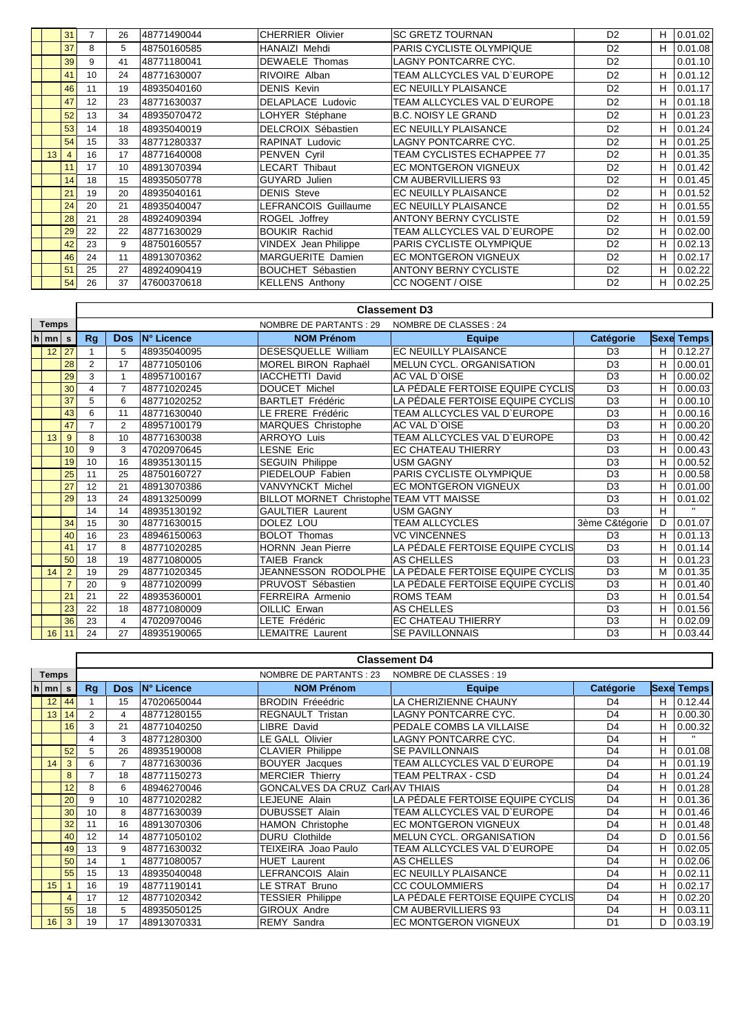| h | mn | s | Rg | Dos | N° Licence | NOM Prénom | Equipe | Catégorie | Sexe | Temps |
|---|---|---|---|---|---|---|---|---|---|---|
| | | 31 | 7 | 26 | 48771490044 | CHERRIER Olivier | SC GRETZ TOURNAN | D2 | H | 0.01.02 |
| | | 37 | 8 | 5 | 48750160585 | HANAIZI Mehdi | PARIS CYCLISTE OLYMPIQUE | D2 | H | 0.01.08 |
| | | 39 | 9 | 41 | 48771180041 | DEWAELE Thomas | LAGNY PONTCARRE CYC. | D2 | | 0.01.10 |
| | | 41 | 10 | 24 | 48771630007 | RIVOIRE Alban | TEAM ALLCYCLES VAL D`EUROPE | D2 | H | 0.01.12 |
| | | 46 | 11 | 19 | 48935040160 | DENIS Kevin | EC NEUILLY PLAISANCE | D2 | H | 0.01.17 |
| | | 47 | 12 | 23 | 48771630037 | DELAPLACE Ludovic | TEAM ALLCYCLES VAL D`EUROPE | D2 | H | 0.01.18 |
| | | 52 | 13 | 34 | 48935070472 | LOHYER Stéphane | B.C. NOISY LE GRAND | D2 | H | 0.01.23 |
| | | 53 | 14 | 18 | 48935040019 | DELCROIX Sébastien | EC NEUILLY PLAISANCE | D2 | H | 0.01.24 |
| | | 54 | 15 | 33 | 48771280337 | RAPINAT Ludovic | LAGNY PONTCARRE CYC. | D2 | H | 0.01.25 |
| | 13 | 4 | 16 | 17 | 48771640008 | PENVEN Cyril | TEAM CYCLISTES ECHAPPEE 77 | D2 | H | 0.01.35 |
| | | 11 | 17 | 10 | 48913070394 | LECART Thibaut | EC MONTGERON VIGNEUX | D2 | H | 0.01.42 |
| | | 14 | 18 | 15 | 48935050778 | GUYARD Julien | CM AUBERVILLIERS 93 | D2 | H | 0.01.45 |
| | | 21 | 19 | 20 | 48935040161 | DENIS Steve | EC NEUILLY PLAISANCE | D2 | H | 0.01.52 |
| | | 24 | 20 | 21 | 48935040047 | LEFRANCOIS Guillaume | EC NEUILLY PLAISANCE | D2 | H | 0.01.55 |
| | | 28 | 21 | 28 | 48924090394 | ROGEL Joffrey | ANTONY BERNY CYCLISTE | D2 | H | 0.01.59 |
| | | 29 | 22 | 22 | 48771630029 | BOUKIR Rachid | TEAM ALLCYCLES VAL D`EUROPE | D2 | H | 0.02.00 |
| | | 42 | 23 | 9 | 48750160557 | VINDEX Jean Philippe | PARIS CYCLISTE OLYMPIQUE | D2 | H | 0.02.13 |
| | | 46 | 24 | 11 | 48913070362 | MARGUERITE Damien | EC MONTGERON VIGNEUX | D2 | H | 0.02.17 |
| | | 51 | 25 | 27 | 48924090419 | BOUCHET Sébastien | ANTONY BERNY CYCLISTE | D2 | H | 0.02.22 |
| | | 54 | 26 | 37 | 47600370618 | KELLENS Anthony | CC NOGENT / OISE | D2 | H | 0.02.25 |

## Classement D3

NOMBRE DE PARTANTS : 29 NOMBRE DE CLASSES : 24

| Temps | | | | | | | | | | |
|---|---|---|---|---|---|---|---|---|---|---|
| h | mn | s | Rg | Dos | N° Licence | NOM Prénom | Equipe | Catégorie | Sexe | Temps |
| | 12 | 27 | 1 | 5 | 48935040095 | DESESQUELLE William | EC NEUILLY PLAISANCE | D3 | H | 0.12.27 |
| | | 28 | 2 | 17 | 48771050106 | MOREL BIRON Raphaël | MELUN CYCL. ORGANISATION | D3 | H | 0.00.01 |
| | | 29 | 3 | 1 | 48957100167 | IACCHETTI David | AC VAL D`OISE | D3 | H | 0.00.02 |
| | | 30 | 4 | 7 | 48771020245 | DOUCET Michel | LA PÉDALE FERTOISE EQUIPE CYCLIS | D3 | H | 0.00.03 |
| | | 37 | 5 | 6 | 48771020252 | BARTLET Frédéric | LA PÉDALE FERTOISE EQUIPE CYCLIS | D3 | H | 0.00.10 |
| | | 43 | 6 | 11 | 48771630040 | LE FRERE Frédéric | TEAM ALLCYCLES VAL D`EUROPE | D3 | H | 0.00.16 |
| | | 47 | 7 | 2 | 48957100179 | MARQUES Christophe | AC VAL D`OISE | D3 | H | 0.00.20 |
| | 13 | 9 | 8 | 10 | 48771630038 | ARROYO Luis | TEAM ALLCYCLES VAL D`EUROPE | D3 | H | 0.00.42 |
| | | 10 | 9 | 3 | 47020970645 | LESNE Eric | EC CHATEAU THIERRY | D3 | H | 0.00.43 |
| | | 19 | 10 | 16 | 48935130115 | SEGUIN Philippe | USM GAGNY | D3 | H | 0.00.52 |
| | | 25 | 11 | 25 | 48750160727 | PIEDELOUP Fabien | PARIS CYCLISTE OLYMPIQUE | D3 | H | 0.00.58 |
| | | 27 | 12 | 21 | 48913070386 | VANVYNCKT Michel | EC MONTGERON VIGNEUX | D3 | H | 0.01.00 |
| | | 29 | 13 | 24 | 48913250099 | BILLOT MORNET Christophe | TEAM VTT MAISSE | D3 | H | 0.01.02 |
| | | | 14 | 14 | 48935130192 | GAULTIER Laurent | USM GAGNY | D3 | H | " |
| | | 34 | 15 | 30 | 48771630015 | DOLEZ LOU | TEAM ALLCYCLES | 3ème C&tégorie | D | 0.01.07 |
| | | 40 | 16 | 23 | 48946150063 | BOLOT Thomas | VC VINCENNES | D3 | H | 0.01.13 |
| | | 41 | 17 | 8 | 48771020285 | HORNN Jean Pierre | LA PÉDALE FERTOISE EQUIPE CYCLIS | D3 | H | 0.01.14 |
| | | 50 | 18 | 19 | 48771080005 | TAIEB Franck | AS CHELLES | D3 | H | 0.01.23 |
| | 14 | 2 | 19 | 29 | 48771020345 | JEANNESSON RODOLPHE | LA PÉDALE FERTOISE EQUIPE CYCLIS | D3 | M | 0.01.35 |
| | | 7 | 20 | 9 | 48771020099 | PRUVOST Sébastien | LA PÉDALE FERTOISE EQUIPE CYCLIS | D3 | H | 0.01.40 |
| | | 21 | 21 | 22 | 48935360001 | FERREIRA Armenio | ROMS TEAM | D3 | H | 0.01.54 |
| | | 23 | 22 | 18 | 48771080009 | OILLIC Erwan | AS CHELLES | D3 | H | 0.01.56 |
| | | 36 | 23 | 4 | 47020970046 | LETE Frédéric | EC CHATEAU THIERRY | D3 | H | 0.02.09 |
| | 16 | 11 | 24 | 27 | 48935190065 | LEMAITRE Laurent | SE PAVILLONNAIS | D3 | H | 0.03.44 |

## Classement D4

NOMBRE DE PARTANTS : 23 NOMBRE DE CLASSES : 19

| Temps | | | | | | | | | | |
|---|---|---|---|---|---|---|---|---|---|---|
| h | mn | s | Rg | Dos | N° Licence | NOM Prénom | Equipe | Catégorie | Sexe | Temps |
| | 12 | 44 | 1 | 15 | 47020650044 | BRODIN Fréeédric | LA CHERIZIENNE CHAUNY | D4 | H | 0.12.44 |
| | 13 | 14 | 2 | 4 | 48771280155 | REGNAULT Tristan | LAGNY PONTCARRE CYC. | D4 | H | 0.00.30 |
| | | 16 | 3 | 21 | 48771040250 | LIBRE David | PEDALE COMBS LA VILLAISE | D4 | H | 0.00.32 |
| | | | 4 | 3 | 48771280300 | LE GALL Olivier | LAGNY PONTCARRE CYC. | D4 | H | " |
| | | 52 | 5 | 26 | 48935190008 | CLAVIER Philippe | SE PAVILLONNAIS | D4 | H | 0.01.08 |
| | 14 | 3 | 6 | 7 | 48771630036 | BOUYER Jacques | TEAM ALLCYCLES VAL D`EUROPE | D4 | H | 0.01.19 |
| | | 8 | 7 | 18 | 48771150273 | MERCIER Thierry | TEAM PELTRAX - CSD | D4 | H | 0.01.24 |
| | | 12 | 8 | 6 | 48946270046 | GONCALVES DA CRUZ Carl | AV THIAIS | D4 | H | 0.01.28 |
| | | 20 | 9 | 10 | 48771020282 | LEJEUNE Alain | LA PÉDALE FERTOISE EQUIPE CYCLIS | D4 | H | 0.01.36 |
| | | 30 | 10 | 8 | 48771630039 | DUBUSSET Alain | TEAM ALLCYCLES VAL D`EUROPE | D4 | H | 0.01.46 |
| | | 32 | 11 | 16 | 48913070306 | HAMON Christophe | EC MONTGERON VIGNEUX | D4 | H | 0.01.48 |
| | | 40 | 12 | 14 | 48771050102 | DURU Clothilde | MELUN CYCL. ORGANISATION | D4 | D | 0.01.56 |
| | | 49 | 13 | 9 | 48771630032 | TEIXEIRA Joao Paulo | TEAM ALLCYCLES VAL D`EUROPE | D4 | H | 0.02.05 |
| | | 50 | 14 | 1 | 48771080057 | HUET Laurent | AS CHELLES | D4 | H | 0.02.06 |
| | | 55 | 15 | 13 | 48935040048 | LEFRANCOIS Alain | EC NEUILLY PLAISANCE | D4 | H | 0.02.11 |
| | 15 | 1 | 16 | 19 | 48771190141 | LE STRAT Bruno | CC COULOMMIERS | D4 | H | 0.02.17 |
| | | 4 | 17 | 12 | 48771020342 | TESSIER Philippe | LA PÉDALE FERTOISE EQUIPE CYCLIS | D4 | H | 0.02.20 |
| | | 55 | 18 | 5 | 48935050125 | GIROUX Andre | CM AUBERVILLIERS 93 | D4 | H | 0.03.11 |
| | 16 | 3 | 19 | 17 | 48913070331 | REMY Sandra | EC MONTGERON VIGNEUX | D1 | D | 0.03.19 |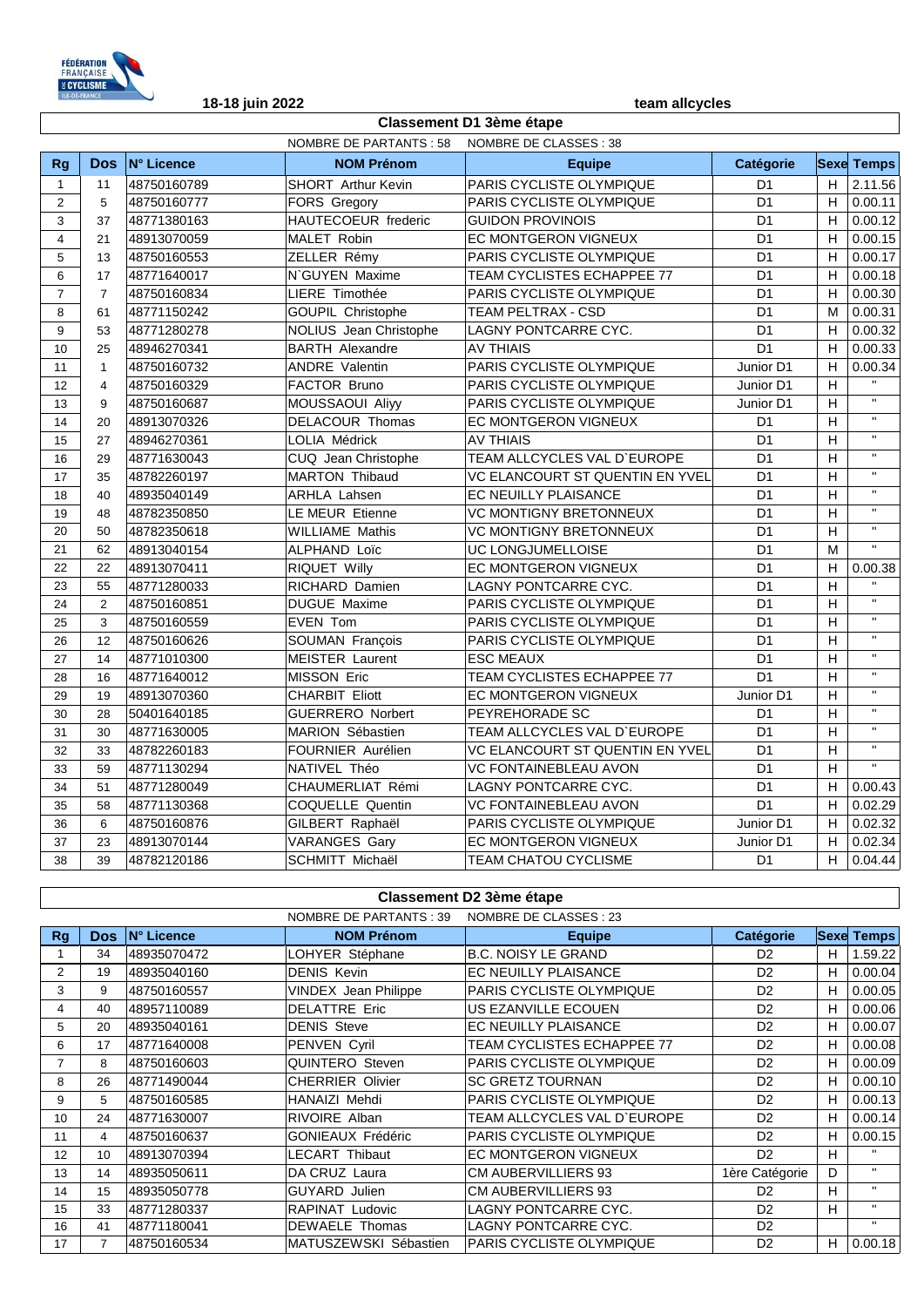18-18 juin 2022 team allcycles

## Classement D1 3ème étape

NOMBRE DE PARTANTS : 58 NOMBRE DE CLASSES : 38

| Rg | Dos | N° Licence | NOM Prénom | Equipe | Catégorie | Sexe | Temps |
|---|---|---|---|---|---|---|---|
| 1 | 11 | 48750160789 | SHORT Arthur Kevin | PARIS CYCLISTE OLYMPIQUE | D1 | H | 2.11.56 |
| 2 | 5 | 48750160777 | FORS Gregory | PARIS CYCLISTE OLYMPIQUE | D1 | H | 0.00.11 |
| 3 | 37 | 48771380163 | HAUTECOEUR frederic | GUIDON PROVINOIS | D1 | H | 0.00.12 |
| 4 | 21 | 48913070059 | MALET Robin | EC MONTGERON VIGNEUX | D1 | H | 0.00.15 |
| 5 | 13 | 48750160553 | ZELLER Rémy | PARIS CYCLISTE OLYMPIQUE | D1 | H | 0.00.17 |
| 6 | 17 | 48771640017 | N`GUYEN Maxime | TEAM CYCLISTES ECHAPPEE 77 | D1 | H | 0.00.18 |
| 7 | 7 | 48750160834 | LIERE Timothée | PARIS CYCLISTE OLYMPIQUE | D1 | H | 0.00.30 |
| 8 | 61 | 48771150242 | GOUPIL Christophe | TEAM PELTRAX - CSD | D1 | M | 0.00.31 |
| 9 | 53 | 48771280278 | NOLIUS Jean Christophe | LAGNY PONTCARRE CYC. | D1 | H | 0.00.32 |
| 10 | 25 | 48946270341 | BARTH Alexandre | AV THIAIS | D1 | H | 0.00.33 |
| 11 | 1 | 48750160732 | ANDRE Valentin | PARIS CYCLISTE OLYMPIQUE | Junior D1 | H | 0.00.34 |
| 12 | 4 | 48750160329 | FACTOR Bruno | PARIS CYCLISTE OLYMPIQUE | Junior D1 | H | " |
| 13 | 9 | 48750160687 | MOUSSAOUI Aliyy | PARIS CYCLISTE OLYMPIQUE | Junior D1 | H | " |
| 14 | 20 | 48913070326 | DELACOUR Thomas | EC MONTGERON VIGNEUX | D1 | H | " |
| 15 | 27 | 48946270361 | LOLIA Médrick | AV THIAIS | D1 | H | " |
| 16 | 29 | 48771630043 | CUQ Jean Christophe | TEAM ALLCYCLES VAL D`EUROPE | D1 | H | " |
| 17 | 35 | 48782260197 | MARTON Thibaud | VC ELANCOURT ST QUENTIN EN YVEL | D1 | H | " |
| 18 | 40 | 48935040149 | ARHLA Lahsen | EC NEUILLY PLAISANCE | D1 | H | " |
| 19 | 48 | 48782350850 | LE MEUR Etienne | VC MONTIGNY BRETONNEUX | D1 | H | " |
| 20 | 50 | 48782350618 | WILLIAME Mathis | VC MONTIGNY BRETONNEUX | D1 | H | " |
| 21 | 62 | 48913040154 | ALPHAND Loïc | UC LONGJUMELLOISE | D1 | M | " |
| 22 | 22 | 48913070411 | RIQUET Willy | EC MONTGERON VIGNEUX | D1 | H | 0.00.38 |
| 23 | 55 | 48771280033 | RICHARD Damien | LAGNY PONTCARRE CYC. | D1 | H | " |
| 24 | 2 | 48750160851 | DUGUE Maxime | PARIS CYCLISTE OLYMPIQUE | D1 | H | " |
| 25 | 3 | 48750160559 | EVEN Tom | PARIS CYCLISTE OLYMPIQUE | D1 | H | " |
| 26 | 12 | 48750160626 | SOUMAN François | PARIS CYCLISTE OLYMPIQUE | D1 | H | " |
| 27 | 14 | 48771010300 | MEISTER Laurent | ESC MEAUX | D1 | H | " |
| 28 | 16 | 48771640012 | MISSON Eric | TEAM CYCLISTES ECHAPPEE 77 | D1 | H | " |
| 29 | 19 | 48913070360 | CHARBIT Eliott | EC MONTGERON VIGNEUX | Junior D1 | H | " |
| 30 | 28 | 50401640185 | GUERRERO Norbert | PEYREHORADE SC | D1 | H | " |
| 31 | 30 | 48771630005 | MARION Sébastien | TEAM ALLCYCLES VAL D`EUROPE | D1 | H | " |
| 32 | 33 | 48782260183 | FOURNIER Aurélien | VC ELANCOURT ST QUENTIN EN YVEL | D1 | H | " |
| 33 | 59 | 48771130294 | NATIVEL Théo | VC FONTAINEBLEAU AVON | D1 | H | " |
| 34 | 51 | 48771280049 | CHAUMERLIAT Rémi | LAGNY PONTCARRE CYC. | D1 | H | 0.00.43 |
| 35 | 58 | 48771130368 | COQUELLE Quentin | VC FONTAINEBLEAU AVON | D1 | H | 0.02.29 |
| 36 | 6 | 48750160876 | GILBERT Raphaël | PARIS CYCLISTE OLYMPIQUE | Junior D1 | H | 0.02.32 |
| 37 | 23 | 48913070144 | VARANGES Gary | EC MONTGERON VIGNEUX | Junior D1 | H | 0.02.34 |
| 38 | 39 | 48782120186 | SCHMITT Michaël | TEAM CHATOU CYCLISME | D1 | H | 0.04.44 |

## Classement D2 3ème étape

NOMBRE DE PARTANTS : 39 NOMBRE DE CLASSES : 23

| Rg | Dos | N° Licence | NOM Prénom | Equipe | Catégorie | Sexe | Temps |
|---|---|---|---|---|---|---|---|
| 1 | 34 | 48935070472 | LOHYER Stéphane | B.C. NOISY LE GRAND | D2 | H | 1.59.22 |
| 2 | 19 | 48935040160 | DENIS Kevin | EC NEUILLY PLAISANCE | D2 | H | 0.00.04 |
| 3 | 9 | 48750160557 | VINDEX Jean Philippe | PARIS CYCLISTE OLYMPIQUE | D2 | H | 0.00.05 |
| 4 | 40 | 48957110089 | DELATTRE Eric | US EZANVILLE ECOUEN | D2 | H | 0.00.06 |
| 5 | 20 | 48935040161 | DENIS Steve | EC NEUILLY PLAISANCE | D2 | H | 0.00.07 |
| 6 | 17 | 48771640008 | PENVEN Cyril | TEAM CYCLISTES ECHAPPEE 77 | D2 | H | 0.00.08 |
| 7 | 8 | 48750160603 | QUINTERO Steven | PARIS CYCLISTE OLYMPIQUE | D2 | H | 0.00.09 |
| 8 | 26 | 48771490044 | CHERRIER Olivier | SC GRETZ TOURNAN | D2 | H | 0.00.10 |
| 9 | 5 | 48750160585 | HANAIZI Mehdi | PARIS CYCLISTE OLYMPIQUE | D2 | H | 0.00.13 |
| 10 | 24 | 48771630007 | RIVOIRE Alban | TEAM ALLCYCLES VAL D`EUROPE | D2 | H | 0.00.14 |
| 11 | 4 | 48750160637 | GONIEAUX Frédéric | PARIS CYCLISTE OLYMPIQUE | D2 | H | 0.00.15 |
| 12 | 10 | 48913070394 | LECART Thibaut | EC MONTGERON VIGNEUX | D2 | H | " |
| 13 | 14 | 48935050611 | DA CRUZ Laura | CM AUBERVILLIERS 93 | 1ère Catégorie | D | " |
| 14 | 15 | 48935050778 | GUYARD Julien | CM AUBERVILLIERS 93 | D2 | H | " |
| 15 | 33 | 48771280337 | RAPINAT Ludovic | LAGNY PONTCARRE CYC. | D2 | H | " |
| 16 | 41 | 48771180041 | DEWAELE Thomas | LAGNY PONTCARRE CYC. | D2 | | " |
| 17 | 7 | 48750160534 | MATUSZEWSKI Sébastien | PARIS CYCLISTE OLYMPIQUE | D2 | H | 0.00.18 |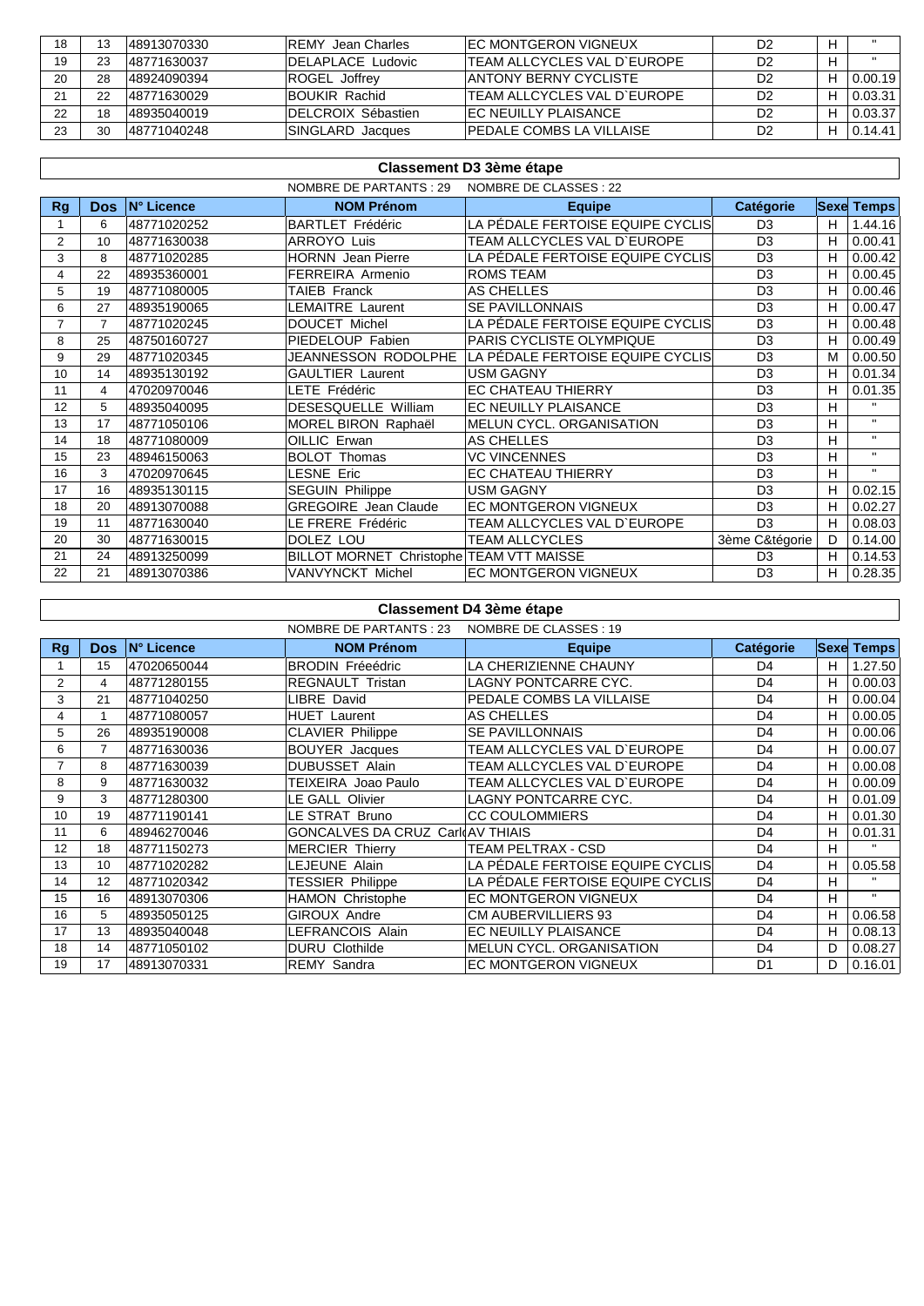| 18 | 13 | 48913070330 | REMY Jean Charles | EC MONTGERON VIGNEUX | D2 | H | " |
|---|---|---|---|---|---|---|---|
| 19 | 23 | 48771630037 | DELAPLACE Ludovic | TEAM ALLCYCLES VAL D`EUROPE | D2 | H | " |
| 20 | 28 | 48924090394 | ROGEL Joffrey | ANTONY BERNY CYCLISTE | D2 | H | 0.00.19 |
| 21 | 22 | 48771630029 | BOUKIR Rachid | TEAM ALLCYCLES VAL D`EUROPE | D2 | H | 0.03.31 |
| 22 | 18 | 48935040019 | DELCROIX Sébastien | EC NEUILLY PLAISANCE | D2 | H | 0.03.37 |
| 23 | 30 | 48771040248 | SINGLARD Jacques | PEDALE COMBS LA VILLAISE | D2 | H | 0.14.41 |

## Classement D3 3ème étape

NOMBRE DE PARTANTS : 29 NOMBRE DE CLASSES : 22

| Rg | Dos | N° Licence | NOM Prénom | Equipe | Catégorie | Sexe | Temps |
|---|---|---|---|---|---|---|---|
| 1 | 6 | 48771020252 | BARTLET Frédéric | LA PÉDALE FERTOISE EQUIPE CYCLIS | D3 | H | 1.44.16 |
| 2 | 10 | 48771630038 | ARROYO Luis | TEAM ALLCYCLES VAL D`EUROPE | D3 | H | 0.00.41 |
| 3 | 8 | 48771020285 | HORNN Jean Pierre | LA PÉDALE FERTOISE EQUIPE CYCLIS | D3 | H | 0.00.42 |
| 4 | 22 | 48935360001 | FERREIRA Armenio | ROMS TEAM | D3 | H | 0.00.45 |
| 5 | 19 | 48771080005 | TAIEB Franck | AS CHELLES | D3 | H | 0.00.46 |
| 6 | 27 | 48935190065 | LEMAITRE Laurent | SE PAVILLONNAIS | D3 | H | 0.00.47 |
| 7 | 7 | 48771020245 | DOUCET Michel | LA PÉDALE FERTOISE EQUIPE CYCLIS | D3 | H | 0.00.48 |
| 8 | 25 | 48750160727 | PIEDELOUP Fabien | PARIS CYCLISTE OLYMPIQUE | D3 | H | 0.00.49 |
| 9 | 29 | 48771020345 | JEANNESSON RODOLPHE | LA PÉDALE FERTOISE EQUIPE CYCLIS | D3 | M | 0.00.50 |
| 10 | 14 | 48935130192 | GAULTIER Laurent | USM GAGNY | D3 | H | 0.01.34 |
| 11 | 4 | 47020970046 | LETE Frédéric | EC CHATEAU THIERRY | D3 | H | 0.01.35 |
| 12 | 5 | 48935040095 | DESESQUELLE William | EC NEUILLY PLAISANCE | D3 | H | " |
| 13 | 17 | 48771050106 | MOREL BIRON Raphaël | MELUN CYCL. ORGANISATION | D3 | H | " |
| 14 | 18 | 48771080009 | OILLIC Erwan | AS CHELLES | D3 | H | " |
| 15 | 23 | 48946150063 | BOLOT Thomas | VC VINCENNES | D3 | H | " |
| 16 | 3 | 47020970645 | LESNE Eric | EC CHATEAU THIERRY | D3 | H | " |
| 17 | 16 | 48935130115 | SEGUIN Philippe | USM GAGNY | D3 | H | 0.02.15 |
| 18 | 20 | 48913070088 | GREGOIRE Jean Claude | EC MONTGERON VIGNEUX | D3 | H | 0.02.27 |
| 19 | 11 | 48771630040 | LE FRERE Frédéric | TEAM ALLCYCLES VAL D`EUROPE | D3 | H | 0.08.03 |
| 20 | 30 | 48771630015 | DOLEZ LOU | TEAM ALLCYCLES | 3ème C&tégorie | D | 0.14.00 |
| 21 | 24 | 48913250099 | BILLOT MORNET Christophe | TEAM VTT MAISSE | D3 | H | 0.14.53 |
| 22 | 21 | 48913070386 | VANVYNCKT Michel | EC MONTGERON VIGNEUX | D3 | H | 0.28.35 |

## Classement D4 3ème étape

NOMBRE DE PARTANTS : 23 NOMBRE DE CLASSES : 19

| Rg | Dos | N° Licence | NOM Prénom | Equipe | Catégorie | Sexe | Temps |
|---|---|---|---|---|---|---|---|
| 1 | 15 | 47020650044 | BRODIN Fréeédric | LA CHERIZIENNE CHAUNY | D4 | H | 1.27.50 |
| 2 | 4 | 48771280155 | REGNAULT Tristan | LAGNY PONTCARRE CYC. | D4 | H | 0.00.03 |
| 3 | 21 | 48771040250 | LIBRE David | PEDALE COMBS LA VILLAISE | D4 | H | 0.00.04 |
| 4 | 1 | 48771080057 | HUET Laurent | AS CHELLES | D4 | H | 0.00.05 |
| 5 | 26 | 48935190008 | CLAVIER Philippe | SE PAVILLONNAIS | D4 | H | 0.00.06 |
| 6 | 7 | 48771630036 | BOUYER Jacques | TEAM ALLCYCLES VAL D`EUROPE | D4 | H | 0.00.07 |
| 7 | 8 | 48771630039 | DUBUSSET Alain | TEAM ALLCYCLES VAL D`EUROPE | D4 | H | 0.00.08 |
| 8 | 9 | 48771630032 | TEIXEIRA Joao Paulo | TEAM ALLCYCLES VAL D`EUROPE | D4 | H | 0.00.09 |
| 9 | 3 | 48771280300 | LE GALL Olivier | LAGNY PONTCARRE CYC. | D4 | H | 0.01.09 |
| 10 | 19 | 48771190141 | LE STRAT Bruno | CC COULOMMIERS | D4 | H | 0.01.30 |
| 11 | 6 | 48946270046 | GONCALVES DA CRUZ Carl | AV THIAIS | D4 | H | 0.01.31 |
| 12 | 18 | 48771150273 | MERCIER Thierry | TEAM PELTRAX - CSD | D4 | H | " |
| 13 | 10 | 48771020282 | LEJEUNE Alain | LA PÉDALE FERTOISE EQUIPE CYCLIS | D4 | H | 0.05.58 |
| 14 | 12 | 48771020342 | TESSIER Philippe | LA PÉDALE FERTOISE EQUIPE CYCLIS | D4 | H | " |
| 15 | 16 | 48913070306 | HAMON Christophe | EC MONTGERON VIGNEUX | D4 | H | " |
| 16 | 5 | 48935050125 | GIROUX Andre | CM AUBERVILLIERS 93 | D4 | H | 0.06.58 |
| 17 | 13 | 48935040048 | LEFRANCOIS Alain | EC NEUILLY PLAISANCE | D4 | H | 0.08.13 |
| 18 | 14 | 48771050102 | DURU Clothilde | MELUN CYCL. ORGANISATION | D4 | D | 0.08.27 |
| 19 | 17 | 48913070331 | REMY Sandra | EC MONTGERON VIGNEUX | D1 | D | 0.16.01 |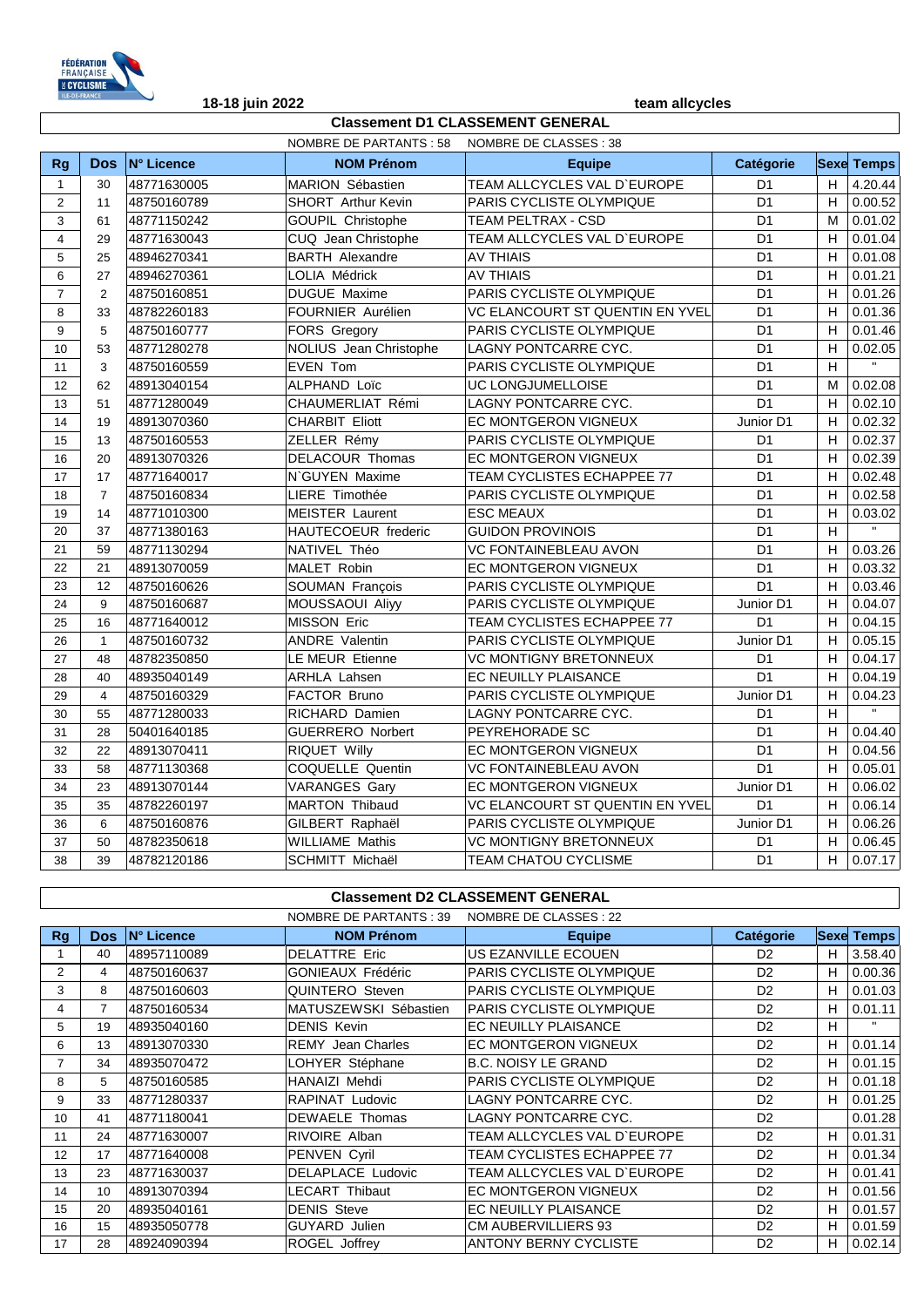18-18 juin 2022 team allcycles

## Classement D1 CLASSEMENT GENERAL

NOMBRE DE PARTANTS : 58 NOMBRE DE CLASSES : 38

| Rg | Dos | N° Licence | NOM Prénom | Equipe | Catégorie | Sexe | Temps |
|---|---|---|---|---|---|---|---|
| 1 | 30 | 48771630005 | MARION Sébastien | TEAM ALLCYCLES VAL D`EUROPE | D1 | H | 4.20.44 |
| 2 | 11 | 48750160789 | SHORT Arthur Kevin | PARIS CYCLISTE OLYMPIQUE | D1 | H | 0.00.52 |
| 3 | 61 | 48771150242 | GOUPIL Christophe | TEAM PELTRAX - CSD | D1 | M | 0.01.02 |
| 4 | 29 | 48771630043 | CUQ Jean Christophe | TEAM ALLCYCLES VAL D`EUROPE | D1 | H | 0.01.04 |
| 5 | 25 | 48946270341 | BARTH Alexandre | AV THIAIS | D1 | H | 0.01.08 |
| 6 | 27 | 48946270361 | LOLIA Médrick | AV THIAIS | D1 | H | 0.01.21 |
| 7 | 2 | 48750160851 | DUGUE Maxime | PARIS CYCLISTE OLYMPIQUE | D1 | H | 0.01.26 |
| 8 | 33 | 48782260183 | FOURNIER Aurélien | VC ELANCOURT ST QUENTIN EN YVEL | D1 | H | 0.01.36 |
| 9 | 5 | 48750160777 | FORS Gregory | PARIS CYCLISTE OLYMPIQUE | D1 | H | 0.01.46 |
| 10 | 53 | 48771280278 | NOLIUS Jean Christophe | LAGNY PONTCARRE CYC. | D1 | H | 0.02.05 |
| 11 | 3 | 48750160559 | EVEN Tom | PARIS CYCLISTE OLYMPIQUE | D1 | H | " |
| 12 | 62 | 48913040154 | ALPHAND Loïc | UC LONGJUMELLOISE | D1 | M | 0.02.08 |
| 13 | 51 | 48771280049 | CHAUMERLIAT Rémi | LAGNY PONTCARRE CYC. | D1 | H | 0.02.10 |
| 14 | 19 | 48913070360 | CHARBIT Eliott | EC MONTGERON VIGNEUX | Junior D1 | H | 0.02.32 |
| 15 | 13 | 48750160553 | ZELLER Rémy | PARIS CYCLISTE OLYMPIQUE | D1 | H | 0.02.37 |
| 16 | 20 | 48913070326 | DELACOUR Thomas | EC MONTGERON VIGNEUX | D1 | H | 0.02.39 |
| 17 | 17 | 48771640017 | N`GUYEN Maxime | TEAM CYCLISTES ECHAPPEE 77 | D1 | H | 0.02.48 |
| 18 | 7 | 48750160834 | LIERE Timothée | PARIS CYCLISTE OLYMPIQUE | D1 | H | 0.02.58 |
| 19 | 14 | 48771010300 | MEISTER Laurent | ESC MEAUX | D1 | H | 0.03.02 |
| 20 | 37 | 48771380163 | HAUTECOEUR frederic | GUIDON PROVINOIS | D1 | H | " |
| 21 | 59 | 48771130294 | NATIVEL Théo | VC FONTAINEBLEAU AVON | D1 | H | 0.03.26 |
| 22 | 21 | 48913070059 | MALET Robin | EC MONTGERON VIGNEUX | D1 | H | 0.03.32 |
| 23 | 12 | 48750160626 | SOUMAN François | PARIS CYCLISTE OLYMPIQUE | D1 | H | 0.03.46 |
| 24 | 9 | 48750160687 | MOUSSAOUI Aliyy | PARIS CYCLISTE OLYMPIQUE | Junior D1 | H | 0.04.07 |
| 25 | 16 | 48771640012 | MISSON Eric | TEAM CYCLISTES ECHAPPEE 77 | D1 | H | 0.04.15 |
| 26 | 1 | 48750160732 | ANDRE Valentin | PARIS CYCLISTE OLYMPIQUE | Junior D1 | H | 0.05.15 |
| 27 | 48 | 48782350850 | LE MEUR Etienne | VC MONTIGNY BRETONNEUX | D1 | H | 0.04.17 |
| 28 | 40 | 48935040149 | ARHLA Lahsen | EC NEUILLY PLAISANCE | D1 | H | 0.04.19 |
| 29 | 4 | 48750160329 | FACTOR Bruno | PARIS CYCLISTE OLYMPIQUE | Junior D1 | H | 0.04.23 |
| 30 | 55 | 48771280033 | RICHARD Damien | LAGNY PONTCARRE CYC. | D1 | H | " |
| 31 | 28 | 50401640185 | GUERRERO Norbert | PEYREHORADE SC | D1 | H | 0.04.40 |
| 32 | 22 | 48913070411 | RIQUET Willy | EC MONTGERON VIGNEUX | D1 | H | 0.04.56 |
| 33 | 58 | 48771130368 | COQUELLE Quentin | VC FONTAINEBLEAU AVON | D1 | H | 0.05.01 |
| 34 | 23 | 48913070144 | VARANGES Gary | EC MONTGERON VIGNEUX | Junior D1 | H | 0.06.02 |
| 35 | 35 | 48782260197 | MARTON Thibaud | VC ELANCOURT ST QUENTIN EN YVEL | D1 | H | 0.06.14 |
| 36 | 6 | 48750160876 | GILBERT Raphaël | PARIS CYCLISTE OLYMPIQUE | Junior D1 | H | 0.06.26 |
| 37 | 50 | 48782350618 | WILLIAME Mathis | VC MONTIGNY BRETONNEUX | D1 | H | 0.06.45 |
| 38 | 39 | 48782120186 | SCHMITT Michaël | TEAM CHATOU CYCLISME | D1 | H | 0.07.17 |

## Classement D2 CLASSEMENT GENERAL

NOMBRE DE PARTANTS : 39 NOMBRE DE CLASSES : 22

| Rg | Dos | N° Licence | NOM Prénom | Equipe | Catégorie | Sexe | Temps |
|---|---|---|---|---|---|---|---|
| 1 | 40 | 48957110089 | DELATTRE Eric | US EZANVILLE ECOUEN | D2 | H | 3.58.40 |
| 2 | 4 | 48750160637 | GONIEAUX Frédéric | PARIS CYCLISTE OLYMPIQUE | D2 | H | 0.00.36 |
| 3 | 8 | 48750160603 | QUINTERO Steven | PARIS CYCLISTE OLYMPIQUE | D2 | H | 0.01.03 |
| 4 | 7 | 48750160534 | MATUSZEWSKI Sébastien | PARIS CYCLISTE OLYMPIQUE | D2 | H | 0.01.11 |
| 5 | 19 | 48935040160 | DENIS Kevin | EC NEUILLY PLAISANCE | D2 | H | " |
| 6 | 13 | 48913070330 | REMY Jean Charles | EC MONTGERON VIGNEUX | D2 | H | 0.01.14 |
| 7 | 34 | 48935070472 | LOHYER Stéphane | B.C. NOISY LE GRAND | D2 | H | 0.01.15 |
| 8 | 5 | 48750160585 | HANAIZI Mehdi | PARIS CYCLISTE OLYMPIQUE | D2 | H | 0.01.18 |
| 9 | 33 | 48771280337 | RAPINAT Ludovic | LAGNY PONTCARRE CYC. | D2 | H | 0.01.25 |
| 10 | 41 | 48771180041 | DEWAELE Thomas | LAGNY PONTCARRE CYC. | D2 | | 0.01.28 |
| 11 | 24 | 48771630007 | RIVOIRE Alban | TEAM ALLCYCLES VAL D`EUROPE | D2 | H | 0.01.31 |
| 12 | 17 | 48771640008 | PENVEN Cyril | TEAM CYCLISTES ECHAPPEE 77 | D2 | H | 0.01.34 |
| 13 | 23 | 48771630037 | DELAPLACE Ludovic | TEAM ALLCYCLES VAL D`EUROPE | D2 | H | 0.01.41 |
| 14 | 10 | 48913070394 | LECART Thibaut | EC MONTGERON VIGNEUX | D2 | H | 0.01.56 |
| 15 | 20 | 48935040161 | DENIS Steve | EC NEUILLY PLAISANCE | D2 | H | 0.01.57 |
| 16 | 15 | 48935050778 | GUYARD Julien | CM AUBERVILLIERS 93 | D2 | H | 0.01.59 |
| 17 | 28 | 48924090394 | ROGEL Joffrey | ANTONY BERNY CYCLISTE | D2 | H | 0.02.14 |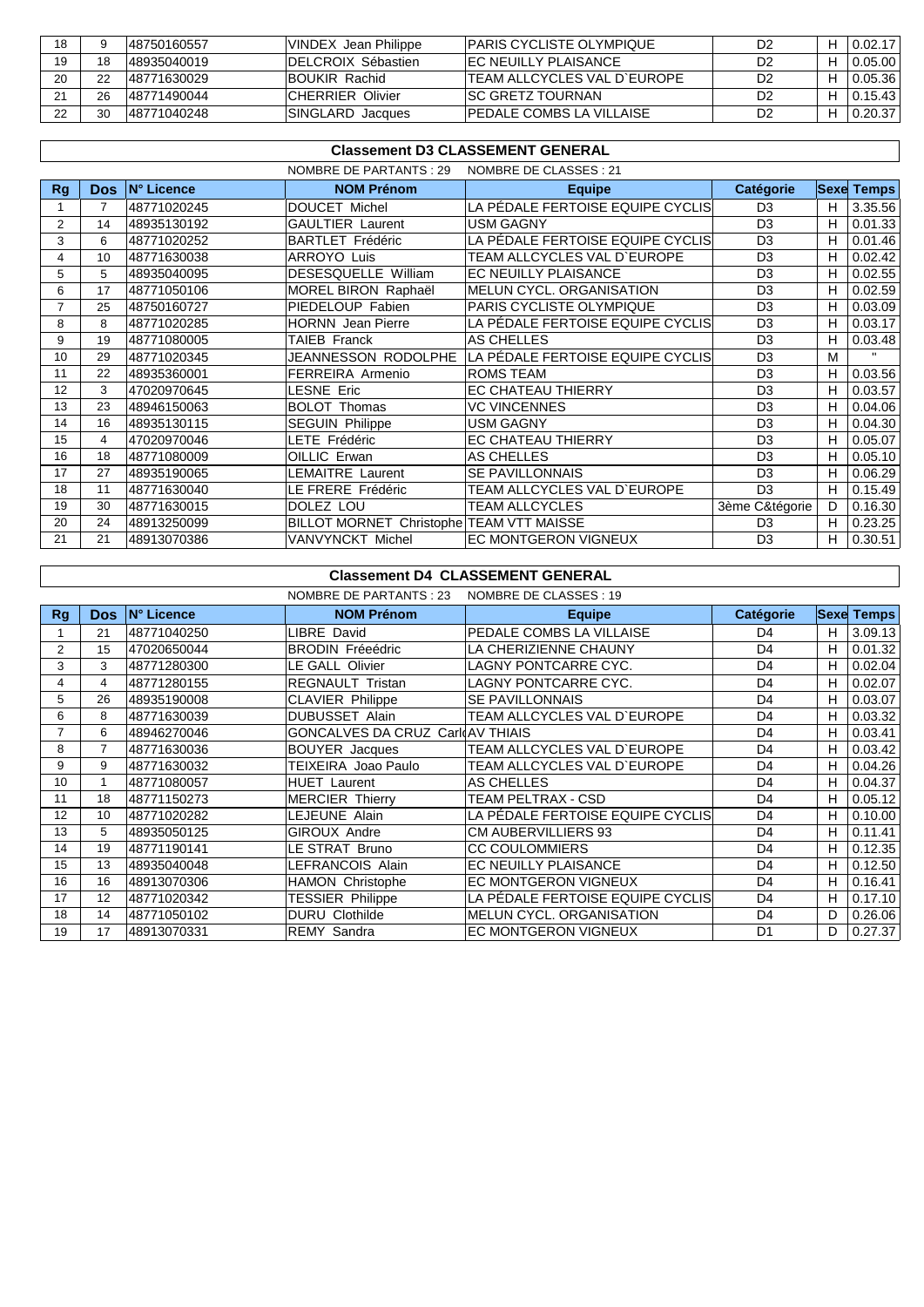| 18 | 9 | 48750160557 | VINDEX Jean Philippe | PARIS CYCLISTE OLYMPIQUE | D2 | H | 0.02.17 |
|---|---|---|---|---|---|---|---|
| 19 | 18 | 48935040019 | DELCROIX Sébastien | EC NEUILLY PLAISANCE | D2 | H | 0.05.00 |
| 20 | 22 | 48771630029 | BOUKIR Rachid | TEAM ALLCYCLES VAL D`EUROPE | D2 | H | 0.05.36 |
| 21 | 26 | 48771490044 | CHERRIER Olivier | SC GRETZ TOURNAN | D2 | H | 0.15.43 |
| 22 | 30 | 48771040248 | SINGLARD Jacques | PEDALE COMBS LA VILLAISE | D2 | H | 0.20.37 |

## Classement D3 CLASSEMENT GENERAL

NOMBRE DE PARTANTS : 29 NOMBRE DE CLASSES : 21

| Rg | Dos | N° Licence | NOM Prénom | Equipe | Catégorie | Sexe | Temps |
|---|---|---|---|---|---|---|---|
| 1 | 7 | 48771020245 | DOUCET Michel | LA PÉDALE FERTOISE EQUIPE CYCLIS | D3 | H | 3.35.56 |
| 2 | 14 | 48935130192 | GAULTIER Laurent | USM GAGNY | D3 | H | 0.01.33 |
| 3 | 6 | 48771020252 | BARTLET Frédéric | LA PÉDALE FERTOISE EQUIPE CYCLIS | D3 | H | 0.01.46 |
| 4 | 10 | 48771630038 | ARROYO Luis | TEAM ALLCYCLES VAL D`EUROPE | D3 | H | 0.02.42 |
| 5 | 5 | 48935040095 | DESESQUELLE William | EC NEUILLY PLAISANCE | D3 | H | 0.02.55 |
| 6 | 17 | 48771050106 | MOREL BIRON Raphaël | MELUN CYCL. ORGANISATION | D3 | H | 0.02.59 |
| 7 | 25 | 48750160727 | PIEDELOUP Fabien | PARIS CYCLISTE OLYMPIQUE | D3 | H | 0.03.09 |
| 8 | 8 | 48771020285 | HORNN Jean Pierre | LA PÉDALE FERTOISE EQUIPE CYCLIS | D3 | H | 0.03.17 |
| 9 | 19 | 48771080005 | TAIEB Franck | AS CHELLES | D3 | H | 0.03.48 |
| 10 | 29 | 48771020345 | JEANNESSON RODOLPHE | LA PÉDALE FERTOISE EQUIPE CYCLIS | D3 | M | " |
| 11 | 22 | 48935360001 | FERREIRA Armenio | ROMS TEAM | D3 | H | 0.03.56 |
| 12 | 3 | 47020970645 | LESNE Eric | EC CHATEAU THIERRY | D3 | H | 0.03.57 |
| 13 | 23 | 48946150063 | BOLOT Thomas | VC VINCENNES | D3 | H | 0.04.06 |
| 14 | 16 | 48935130115 | SEGUIN Philippe | USM GAGNY | D3 | H | 0.04.30 |
| 15 | 4 | 47020970046 | LETE Frédéric | EC CHATEAU THIERRY | D3 | H | 0.05.07 |
| 16 | 18 | 48771080009 | OILLIC Erwan | AS CHELLES | D3 | H | 0.05.10 |
| 17 | 27 | 48935190065 | LEMAITRE Laurent | SE PAVILLONNAIS | D3 | H | 0.06.29 |
| 18 | 11 | 48771630040 | LE FRERE Frédéric | TEAM ALLCYCLES VAL D`EUROPE | D3 | H | 0.15.49 |
| 19 | 30 | 48771630015 | DOLEZ LOU | TEAM ALLCYCLES | 3ème C&tégorie | D | 0.16.30 |
| 20 | 24 | 48913250099 | BILLOT MORNET Christophe | TEAM VTT MAISSE | D3 | H | 0.23.25 |
| 21 | 21 | 48913070386 | VANVYNCKT Michel | EC MONTGERON VIGNEUX | D3 | H | 0.30.51 |

## Classement D4 CLASSEMENT GENERAL

NOMBRE DE PARTANTS : 23 NOMBRE DE CLASSES : 19

| Rg | Dos | N° Licence | NOM Prénom | Equipe | Catégorie | Sexe | Temps |
|---|---|---|---|---|---|---|---|
| 1 | 21 | 48771040250 | LIBRE David | PEDALE COMBS LA VILLAISE | D4 | H | 3.09.13 |
| 2 | 15 | 47020650044 | BRODIN Fréeédric | LA CHERIZIENNE CHAUNY | D4 | H | 0.01.32 |
| 3 | 3 | 48771280300 | LE GALL Olivier | LAGNY PONTCARRE CYC. | D4 | H | 0.02.04 |
| 4 | 4 | 48771280155 | REGNAULT Tristan | LAGNY PONTCARRE CYC. | D4 | H | 0.02.07 |
| 5 | 26 | 48935190008 | CLAVIER Philippe | SE PAVILLONNAIS | D4 | H | 0.03.07 |
| 6 | 8 | 48771630039 | DUBUSSET Alain | TEAM ALLCYCLES VAL D`EUROPE | D4 | H | 0.03.32 |
| 7 | 6 | 48946270046 | GONCALVES DA CRUZ Carl | AV THIAIS | D4 | H | 0.03.41 |
| 8 | 7 | 48771630036 | BOUYER Jacques | TEAM ALLCYCLES VAL D`EUROPE | D4 | H | 0.03.42 |
| 9 | 9 | 48771630032 | TEIXEIRA Joao Paulo | TEAM ALLCYCLES VAL D`EUROPE | D4 | H | 0.04.26 |
| 10 | 1 | 48771080057 | HUET Laurent | AS CHELLES | D4 | H | 0.04.37 |
| 11 | 18 | 48771150273 | MERCIER Thierry | TEAM PELTRAX - CSD | D4 | H | 0.05.12 |
| 12 | 10 | 48771020282 | LEJEUNE Alain | LA PÉDALE FERTOISE EQUIPE CYCLIS | D4 | H | 0.10.00 |
| 13 | 5 | 48935050125 | GIROUX Andre | CM AUBERVILLIERS 93 | D4 | H | 0.11.41 |
| 14 | 19 | 48771190141 | LE STRAT Bruno | CC COULOMMIERS | D4 | H | 0.12.35 |
| 15 | 13 | 48935040048 | LEFRANCOIS Alain | EC NEUILLY PLAISANCE | D4 | H | 0.12.50 |
| 16 | 16 | 48913070306 | HAMON Christophe | EC MONTGERON VIGNEUX | D4 | H | 0.16.41 |
| 17 | 12 | 48771020342 | TESSIER Philippe | LA PÉDALE FERTOISE EQUIPE CYCLIS | D4 | H | 0.17.10 |
| 18 | 14 | 48771050102 | DURU Clothilde | MELUN CYCL. ORGANISATION | D4 | D | 0.26.06 |
| 19 | 17 | 48913070331 | REMY Sandra | EC MONTGERON VIGNEUX | D1 | D | 0.27.37 |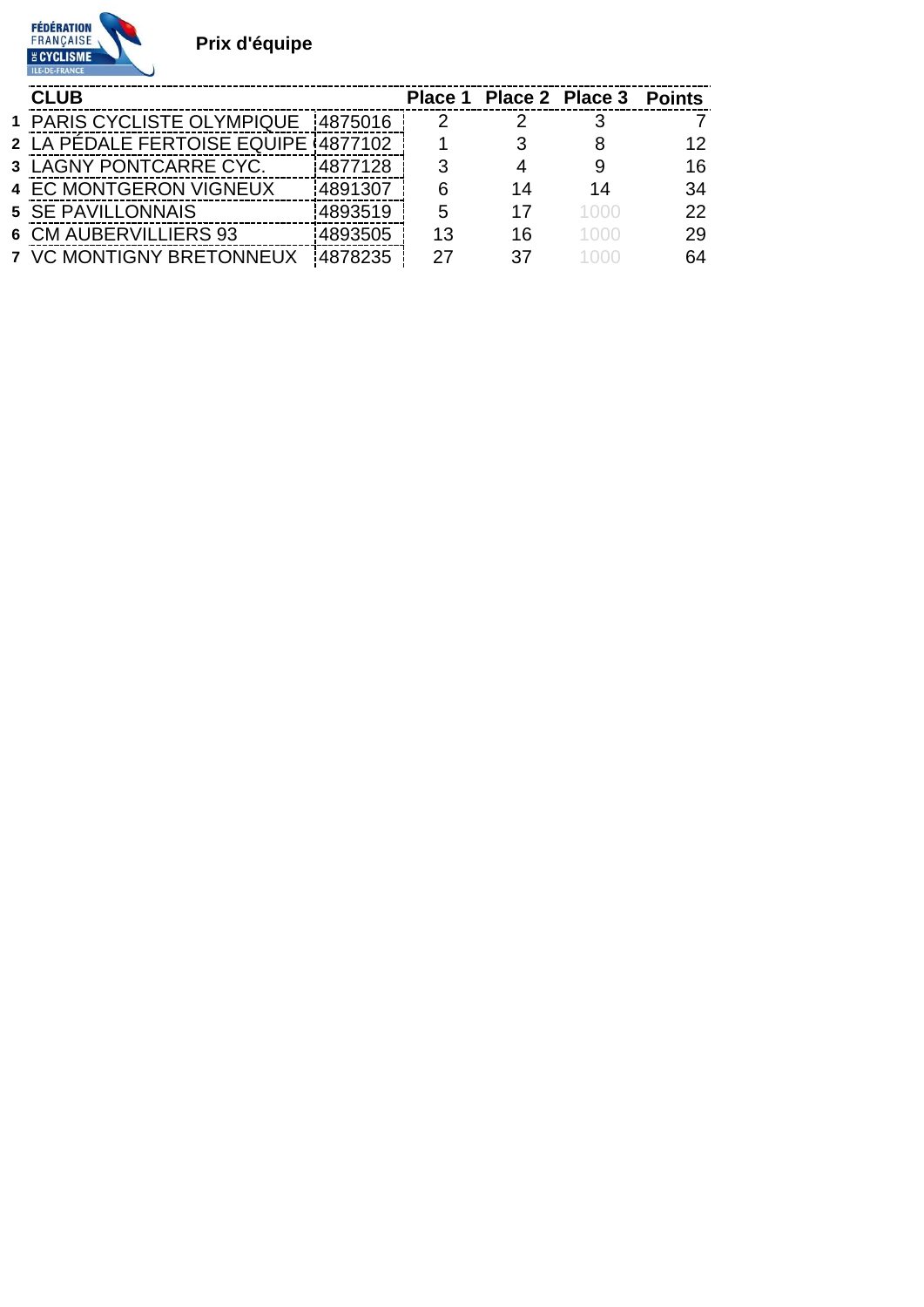**Prix d'équipe**

| | CLUB | | Place 1 | Place 2 | Place 3 | Points |
|---|---|---|---|---|---|---|
| 1 | PARIS CYCLISTE OLYMPIQUE | 4875016 | 2 | 2 | 3 | 7 |
| 2 | LA PÉDALE FERTOISE EQUIPE ( | 4877102 | 1 | 3 | 8 | 12 |
| 3 | LAGNY PONTCARRE CYC. | 4877128 | 3 | 4 | 9 | 16 |
| 4 | EC MONTGERON VIGNEUX | 4891307 | 6 | 14 | 14 | 34 |
| 5 | SE PAVILLONNAIS | 4893519 | 5 | 17 | 1000 | 22 |
| 6 | CM AUBERVILLIERS 93 | 4893505 | 13 | 16 | 1000 | 29 |
| 7 | VC MONTIGNY BRETONNEUX | 4878235 | 27 | 37 | 1000 | 64 |